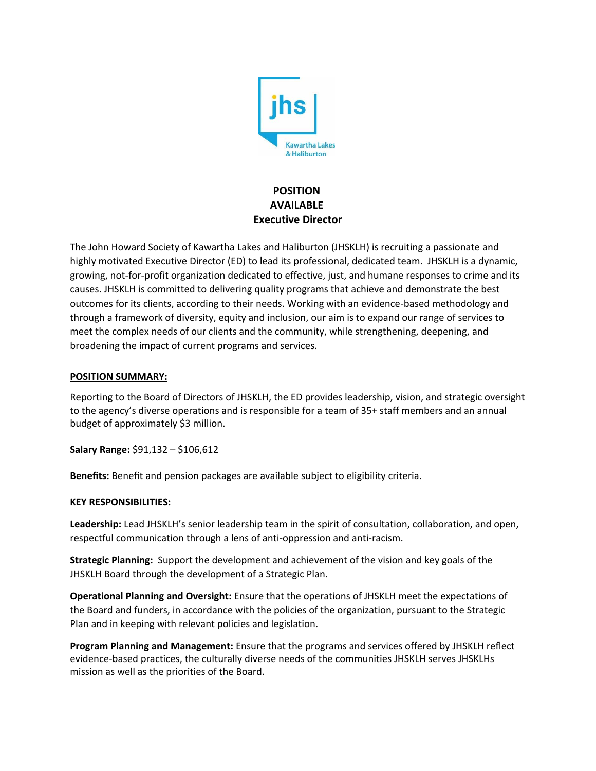# POSITION AVAILABLE

## Executive Director

The John Howard Society of Kawartha Lakes and Haliburton (JHSKLH) is recruiting a passionate and highly motivated Executive Director (ED) to lead its professional, dedicated team. JHSKLH is a dynamic, growing, not-for-profit organization dedicated to effective, just, and humane responses to crime and its causes. JHSKLH is committed to delivering quality programs that achieve and demonstrate the best outcomes for its clients, according to their needs. Working with an evidence-based methodology and through a framework of diversity, equity and inclusion, our aim is to expand our range of services to meet the complex needs of our clients and the community, while strengthening, deepening, and broadening the impact of current programs and services.

**POSITION SUMMARY:**

Reporting to the Board of Directors of JHSKLH, the ED provides leadership, vision, and strategic oversight to the agency's diverse operations and is responsible for a team of 35+ staff members and an annual budget of approximately $3 million.

**Salary Range:** $91,132 – $106,612

**Benefits:** Benefit and pension packages are available subject to eligibility criteria.

**KEY RESPONSIBILITIES:**

**Leadership:** Lead JHSKLH's senior leadership team in the spirit of consultation, collaboration, and open, respectful communication through a lens of anti-oppression and anti-racism.

**Strategic Planning:** Support the development and achievement of the vision and key goals of the JHSKLH Board through the development of a Strategic Plan.

**Operational Planning and Oversight:** Ensure that the operations of JHSKLH meet the expectations of the Board and funders, in accordance with the policies of the organization, pursuant to the Strategic Plan and in keeping with relevant policies and legislation.

**Program Planning and Management:** Ensure that the programs and services offered by JHSKLH reflect evidence-based practices, the culturally diverse needs of the communities JHSKLH serves JHSKLHs mission as well as the priorities of the Board.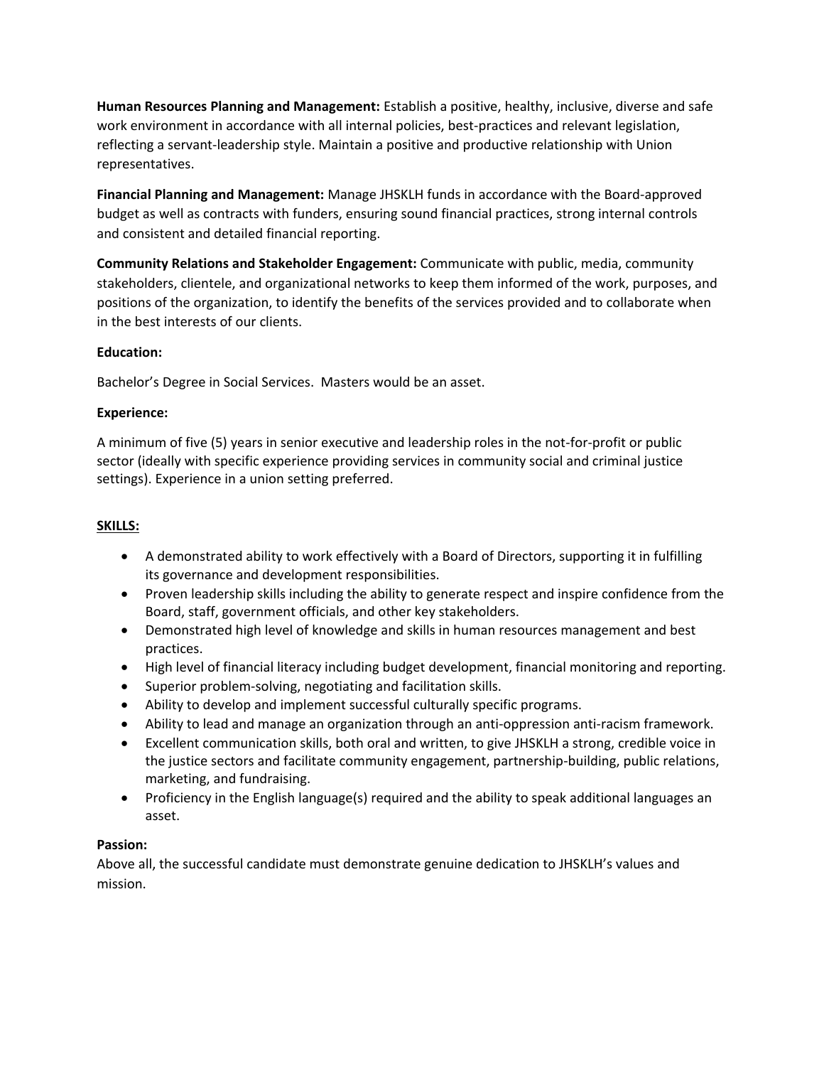**Human Resources Planning and Management:** Establish a positive, healthy, inclusive, diverse and safe work environment in accordance with all internal policies, best-practices and relevant legislation, reflecting a servant-leadership style. Maintain a positive and productive relationship with Union representatives.

**Financial Planning and Management:** Manage JHSKLH funds in accordance with the Board-approved budget as well as contracts with funders, ensuring sound financial practices, strong internal controls and consistent and detailed financial reporting.

**Community Relations and Stakeholder Engagement:** Communicate with public, media, community stakeholders, clientele, and organizational networks to keep them informed of the work, purposes, and positions of the organization, to identify the benefits of the services provided and to collaborate when in the best interests of our clients.

**Education:**

Bachelor's Degree in Social Services. Masters would be an asset.

**Experience:**

A minimum of five (5) years in senior executive and leadership roles in the not-for-profit or public sector (ideally with specific experience providing services in community social and criminal justice settings). Experience in a union setting preferred.

**SKILLS:**

- A demonstrated ability to work effectively with a Board of Directors, supporting it in fulfilling its governance and development responsibilities.
- Proven leadership skills including the ability to generate respect and inspire confidence from the Board, staff, government officials, and other key stakeholders.
- Demonstrated high level of knowledge and skills in human resources management and best practices.
- High level of financial literacy including budget development, financial monitoring and reporting.
- Superior problem-solving, negotiating and facilitation skills.
- Ability to develop and implement successful culturally specific programs.
- Ability to lead and manage an organization through an anti-oppression anti-racism framework.
- Excellent communication skills, both oral and written, to give JHSKLH a strong, credible voice in the justice sectors and facilitate community engagement, partnership-building, public relations, marketing, and fundraising.
- Proficiency in the English language(s) required and the ability to speak additional languages an asset.

**Passion:**
Above all, the successful candidate must demonstrate genuine dedication to JHSKLH's values and mission.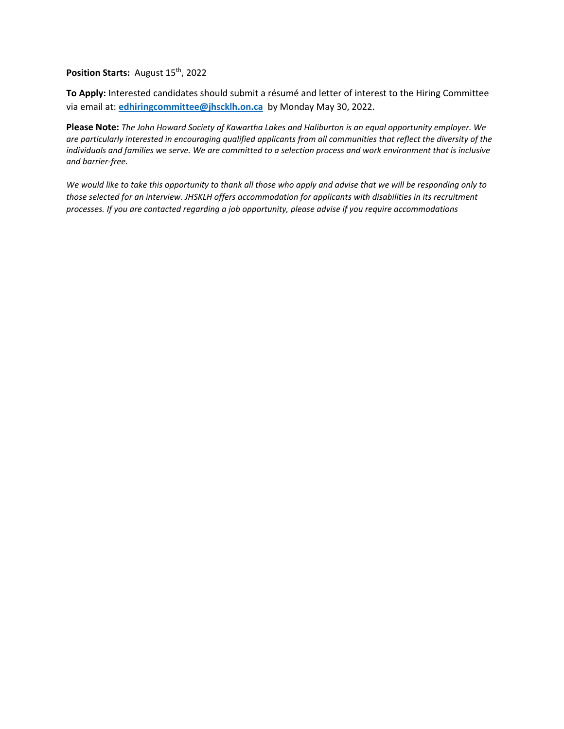**Position Starts:** August 15th, 2022

**To Apply:** Interested candidates should submit a résumé and letter of interest to the Hiring Committee via email at: **edhiringcommittee@jhscklh.on.ca** by Monday May 30, 2022.

**Please Note:** *The John Howard Society of Kawartha Lakes and Haliburton is an equal opportunity employer. We are particularly interested in encouraging qualified applicants from all communities that reflect the diversity of the individuals and families we serve. We are committed to a selection process and work environment that is inclusive and barrier-free.*

*We would like to take this opportunity to thank all those who apply and advise that we will be responding only to those selected for an interview. JHSKLH offers accommodation for applicants with disabilities in its recruitment processes. If you are contacted regarding a job opportunity, please advise if you require accommodations*